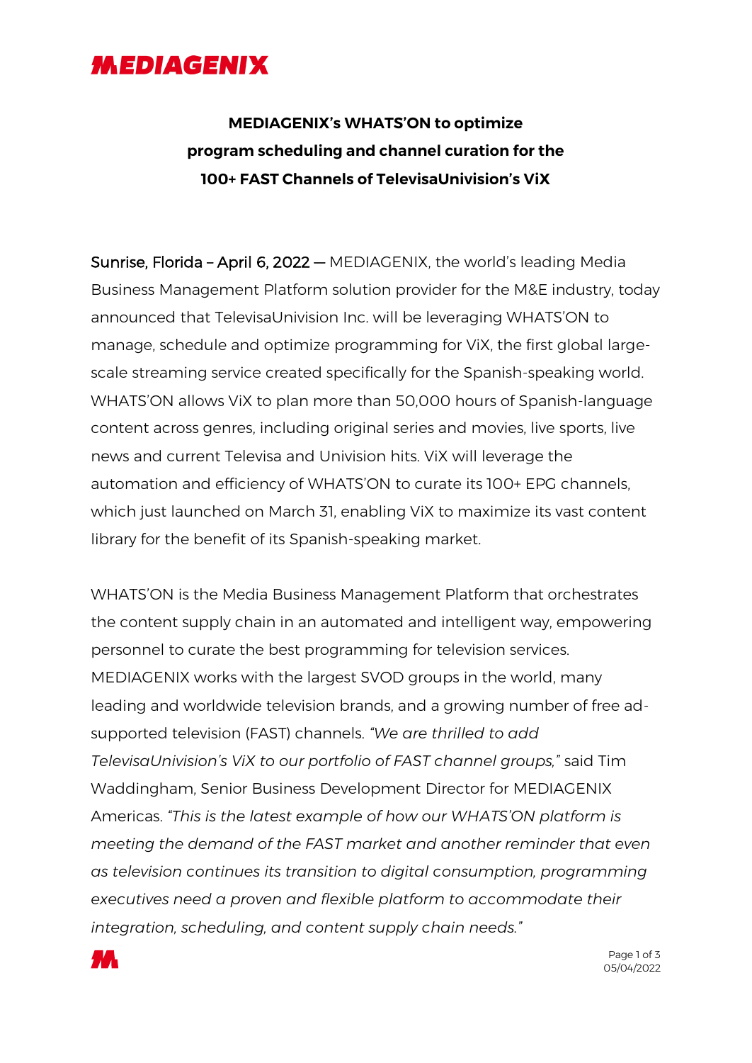**MEDIAGENIX**

# MEDIAGENIX's WHATS'ON to optimize program scheduling and channel curation for the 100+ FAST Channels of TelevisaUnivision's ViX

Sunrise, Florida – April 6, 2022 — MEDIAGENIX, the world's leading Media Business Management Platform solution provider for the M&E industry, today announced that TelevisaUnivision Inc. will be leveraging WHATS'ON to manage, schedule and optimize programming for ViX, the first global large-scale streaming service created specifically for the Spanish-speaking world. WHATS'ON allows ViX to plan more than 50,000 hours of Spanish-language content across genres, including original series and movies, live sports, live news and current Televisa and Univision hits. ViX will leverage the automation and efficiency of WHATS'ON to curate its 100+ EPG channels, which just launched on March 31, enabling ViX to maximize its vast content library for the benefit of its Spanish-speaking market.

WHATS'ON is the Media Business Management Platform that orchestrates the content supply chain in an automated and intelligent way, empowering personnel to curate the best programming for television services. MEDIAGENIX works with the largest SVOD groups in the world, many leading and worldwide television brands, and a growing number of free ad-supported television (FAST) channels. *"We are thrilled to add TelevisaUnivision's ViX to our portfolio of FAST channel groups,"* said Tim Waddingham, Senior Business Development Director for MEDIAGENIX Americas. *"This is the latest example of how our WHATS'ON platform is meeting the demand of the FAST market and another reminder that even as television continues its transition to digital consumption, programming executives need a proven and flexible platform to accommodate their integration, scheduling, and content supply chain needs."*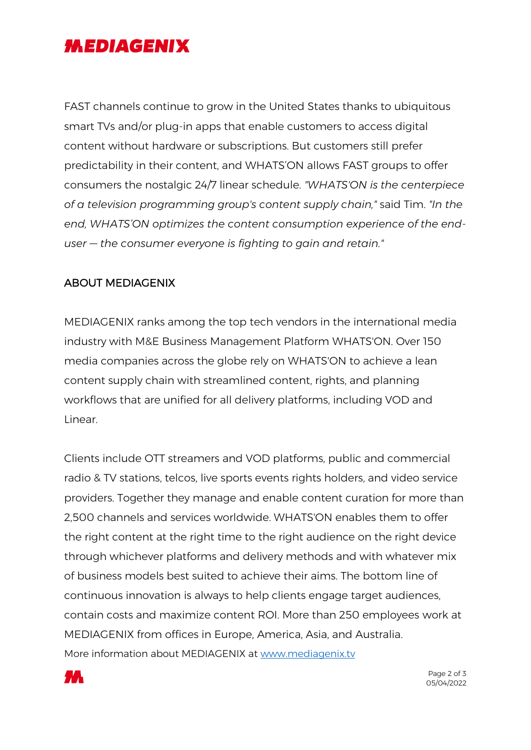FAST channels continue to grow in the United States thanks to ubiquitous smart TVs and/or plug-in apps that enable customers to access digital content without hardware or subscriptions. But customers still prefer predictability in their content, and WHATS'ON allows FAST groups to offer consumers the nostalgic 24/7 linear schedule. *"WHATS'ON is the centerpiece of a television programming group's content supply chain,"* said Tim. *"In the end, WHATS'ON optimizes the content consumption experience of the end-user — the consumer everyone is fighting to gain and retain."*

## ABOUT MEDIAGENIX

MEDIAGENIX ranks among the top tech vendors in the international media industry with M&E Business Management Platform WHATS'ON. Over 150 media companies across the globe rely on WHATS'ON to achieve a lean content supply chain with streamlined content, rights, and planning workflows that are unified for all delivery platforms, including VOD and Linear.

Clients include OTT streamers and VOD platforms, public and commercial radio & TV stations, telcos, live sports events rights holders, and video service providers. Together they manage and enable content curation for more than 2,500 channels and services worldwide. WHATS'ON enables them to offer the right content at the right time to the right audience on the right device through whichever platforms and delivery methods and with whatever mix of business models best suited to achieve their aims. The bottom line of continuous innovation is always to help clients engage target audiences, contain costs and maximize content ROI. More than 250 employees work at MEDIAGENIX from offices in Europe, America, Asia, and Australia.
More information about MEDIAGENIX at [www.mediagenix.tv](http://www.mediagenix.tv)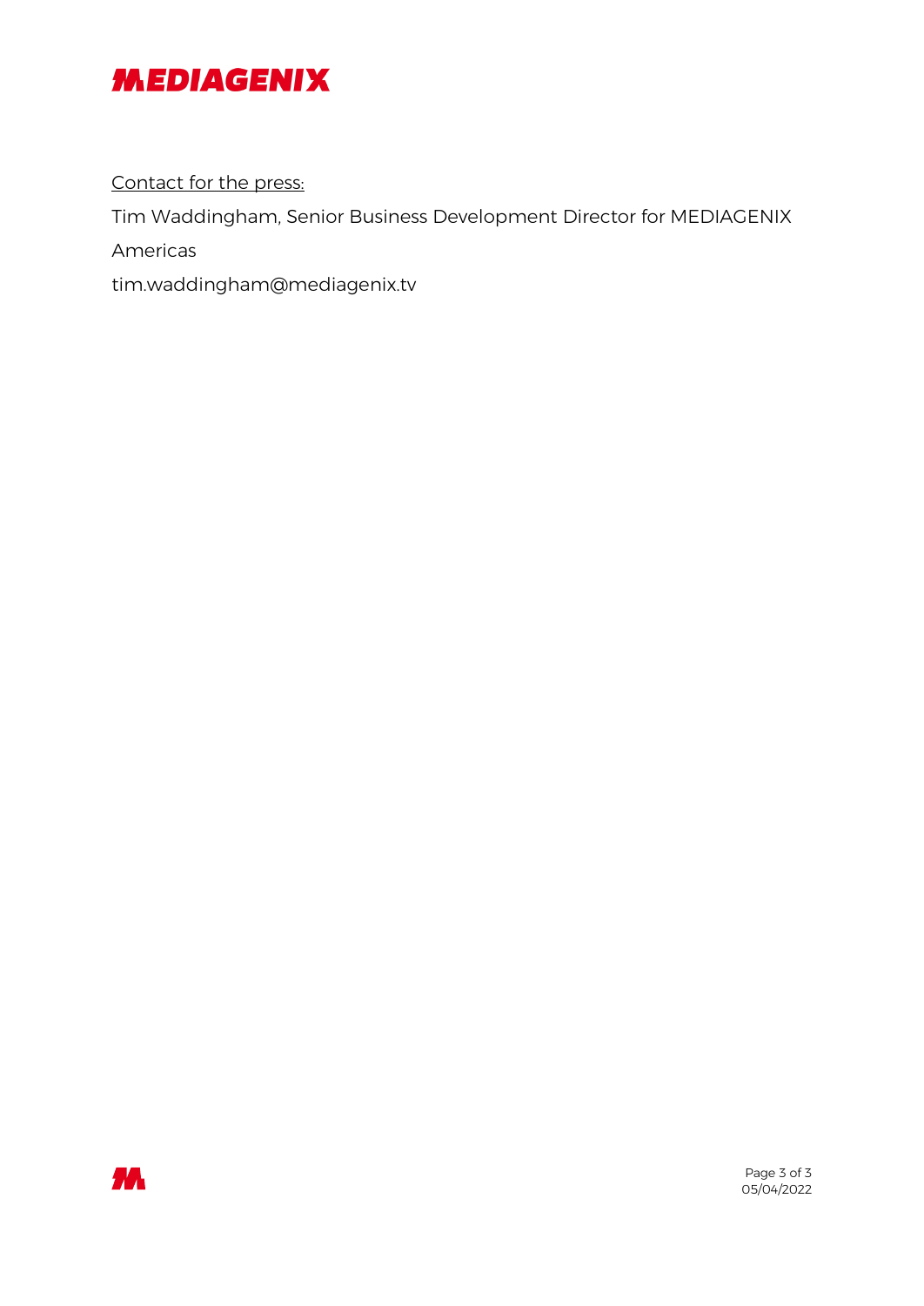Contact for the press:

Tim Waddingham, Senior Business Development Director for MEDIAGENIX Americas

tim.waddingham@mediagenix.tv